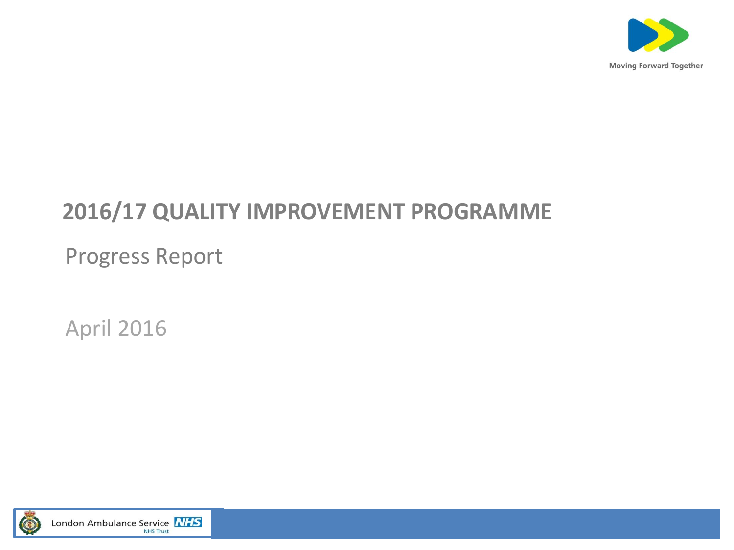Moving Forward Together

# 2016/17 QUALITY IMPROVEMENT PROGRAMME

## Progress Report

April 2016

London Ambulance Service NHS Trust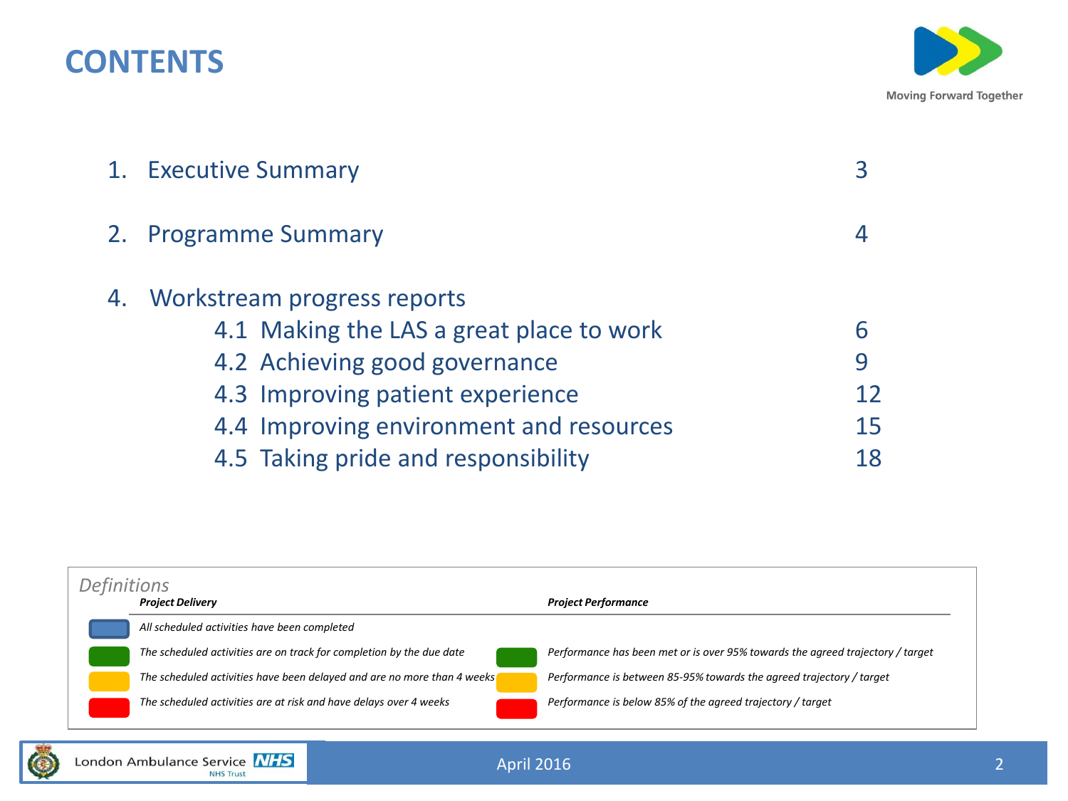# CONTENTS

Moving Forward Together

| | | |
|---|---|---|
| 1. | Executive Summary | 3 |
| 2. | Programme Summary | 4 |
| 4. | Workstream progress reports | |
| | 4.1 Making the LAS a great place to work | 6 |
| | 4.2 Achieving good governance | 9 |
| | 4.3 Improving patient experience | 12 |
| | 4.4 Improving environment and resources | 15 |
| | 4.5 Taking pride and responsibility | 18 |

*Definitions*

| Colour | ***Project Delivery*** | Colour | ***Project Performance*** |
|---|---|---|---|
| Blue | *All scheduled activities have been completed* | | |
| Green | *The scheduled activities are on track for completion by the due date* | Green | *Performance has been met or is over 95% towards the agreed trajectory / target* |
| Amber | *The scheduled activities have been delayed and are no more than 4 weeks* | Amber | *Performance is between 85-95% towards the agreed trajectory / target* |
| Red | *The scheduled activities are at risk and have delays over 4 weeks* | Red | *Performance is below 85% of the agreed trajectory / target* |

London Ambulance Service NHS Trust

April 2016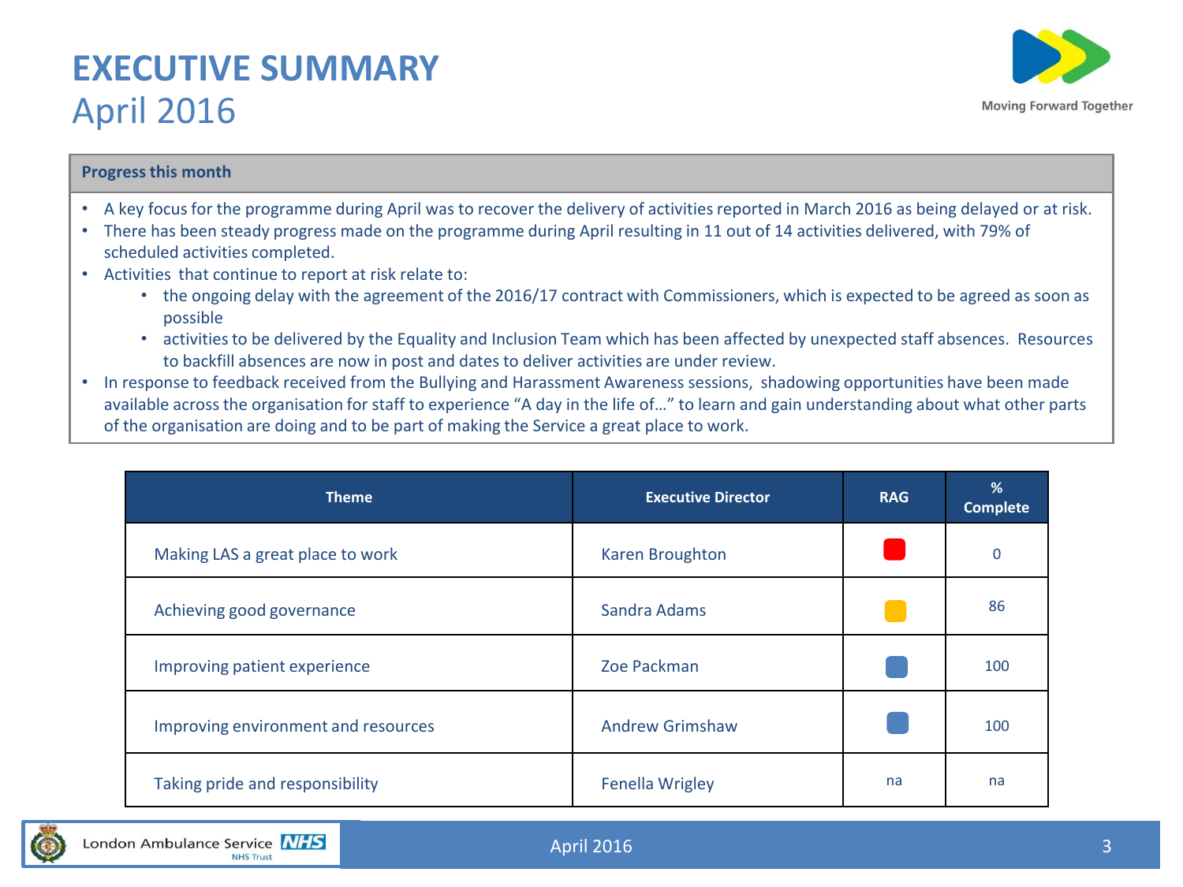# EXECUTIVE SUMMARY
## April 2016

**Progress this month**

- A key focus for the programme during April was to recover the delivery of activities reported in March 2016 as being delayed or at risk.
- There has been steady progress made on the programme during April resulting in 11 out of 14 activities delivered, with 79% of scheduled activities completed.
- Activities that continue to report at risk relate to:
  - the ongoing delay with the agreement of the 2016/17 contract with Commissioners, which is expected to be agreed as soon as possible
  - activities to be delivered by the Equality and Inclusion Team which has been affected by unexpected staff absences. Resources to backfill absences are now in post and dates to deliver activities are under review.
- In response to feedback received from the Bullying and Harassment Awareness sessions, shadowing opportunities have been made available across the organisation for staff to experience "A day in the life of…" to learn and gain understanding about what other parts of the organisation are doing and to be part of making the Service a great place to work.

| Theme | Executive Director | RAG | % Complete |
|---|---|---|---|
| Making LAS a great place to work | Karen Broughton | Red | 0 |
| Achieving good governance | Sandra Adams | Amber | 86 |
| Improving patient experience | Zoe Packman | Blue | 100 |
| Improving environment and resources | Andrew Grimshaw | Blue | 100 |
| Taking pride and responsibility | Fenella Wrigley | na | na |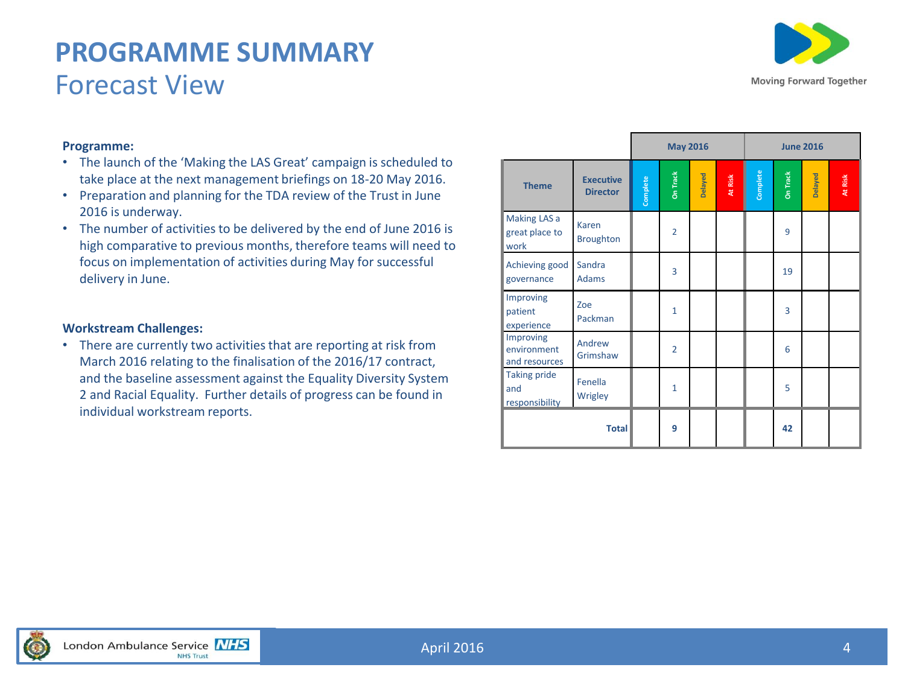# PROGRAMME SUMMARY
## Forecast View

**Programme:**

- The launch of the 'Making the LAS Great' campaign is scheduled to take place at the next management briefings on 18-20 May 2016.
- Preparation and planning for the TDA review of the Trust in June 2016 is underway.
- The number of activities to be delivered by the end of June 2016 is high comparative to previous months, therefore teams will need to focus on implementation of activities during May for successful delivery in June.

**Workstream Challenges:**

- There are currently two activities that are reporting at risk from March 2016 relating to the finalisation of the 2016/17 contract, and the baseline assessment against the Equality Diversity System 2 and Racial Equality. Further details of progress can be found in individual workstream reports.

| | | May 2016 | | | | June 2016 | | | |
|---|---|---|---|---|---|---|---|---|---|
| **Theme** | **Executive Director** | Complete | On Track | Delayed | At Risk | Complete | On Track | Delayed | At Risk |
| Making LAS a great place to work | Karen Broughton | | 2 | | | | 9 | | |
| Achieving good governance | Sandra Adams | | 3 | | | | 19 | | |
| Improving patient experience | Zoe Packman | | 1 | | | | 3 | | |
| Improving environment and resources | Andrew Grimshaw | | 2 | | | | 6 | | |
| Taking pride and responsibility | Fenella Wrigley | | 1 | | | | 5 | | |
| **Total** | | | **9** | | | | **42** | | |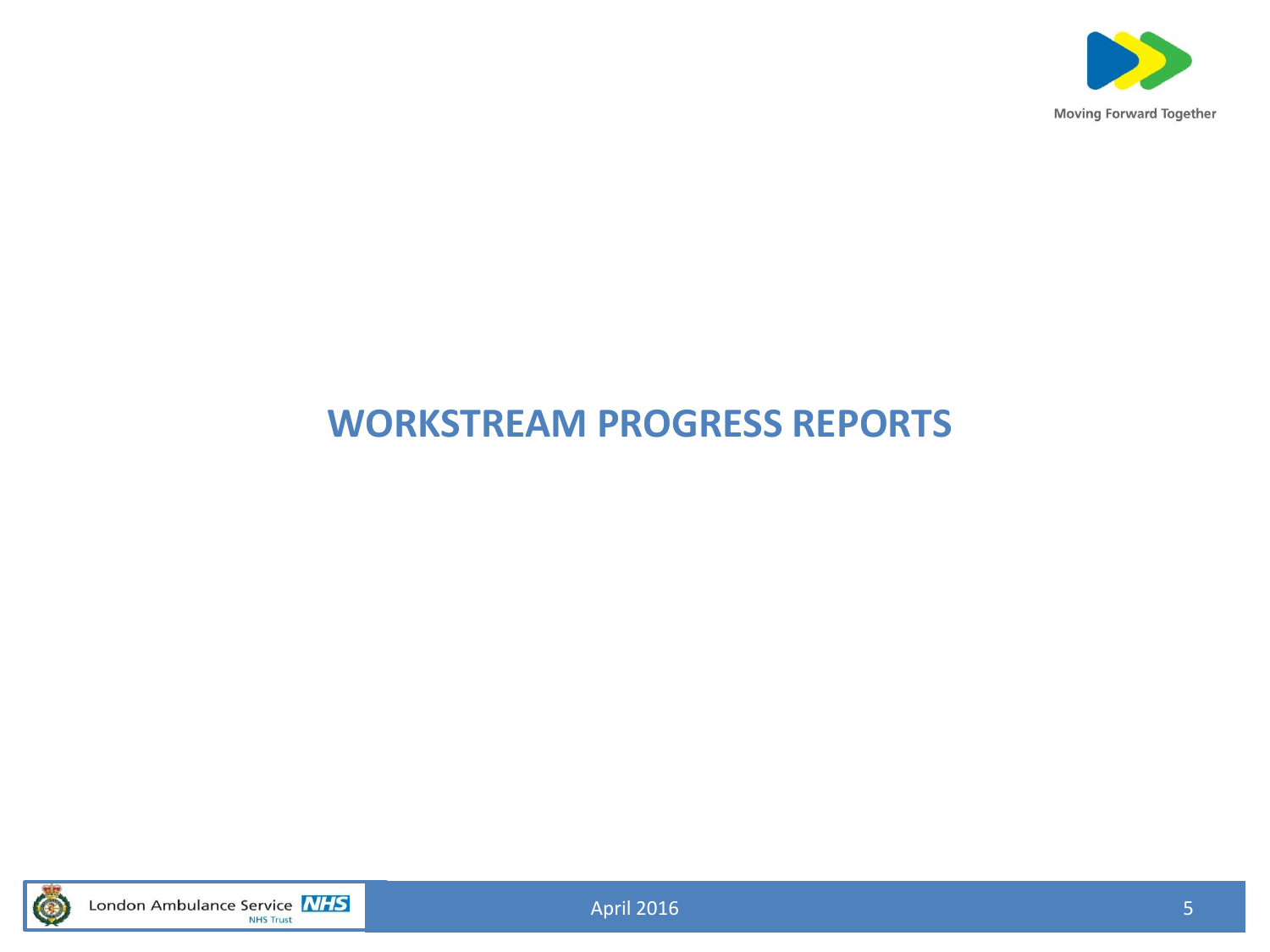# WORKSTREAM PROGRESS REPORTS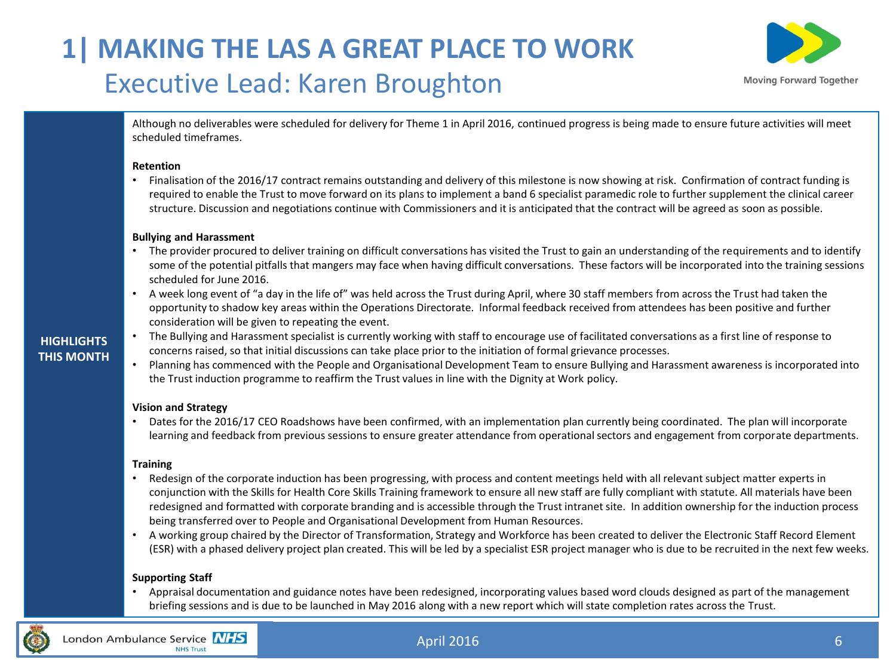# 1| MAKING THE LAS A GREAT PLACE TO WORK

## Executive Lead: Karen Broughton

**HIGHLIGHTS THIS MONTH**

Although no deliverables were scheduled for delivery for Theme 1 in April 2016, continued progress is being made to ensure future activities will meet scheduled timeframes.

**Retention**

- Finalisation of the 2016/17 contract remains outstanding and delivery of this milestone is now showing at risk. Confirmation of contract funding is required to enable the Trust to move forward on its plans to implement a band 6 specialist paramedic role to further supplement the clinical career structure. Discussion and negotiations continue with Commissioners and it is anticipated that the contract will be agreed as soon as possible.

**Bullying and Harassment**

- The provider procured to deliver training on difficult conversations has visited the Trust to gain an understanding of the requirements and to identify some of the potential pitfalls that mangers may face when having difficult conversations. These factors will be incorporated into the training sessions scheduled for June 2016.
- A week long event of "a day in the life of" was held across the Trust during April, where 30 staff members from across the Trust had taken the opportunity to shadow key areas within the Operations Directorate. Informal feedback received from attendees has been positive and further consideration will be given to repeating the event.
- The Bullying and Harassment specialist is currently working with staff to encourage use of facilitated conversations as a first line of response to concerns raised, so that initial discussions can take place prior to the initiation of formal grievance processes.
- Planning has commenced with the People and Organisational Development Team to ensure Bullying and Harassment awareness is incorporated into the Trust induction programme to reaffirm the Trust values in line with the Dignity at Work policy.

**Vision and Strategy**

- Dates for the 2016/17 CEO Roadshows have been confirmed, with an implementation plan currently being coordinated. The plan will incorporate learning and feedback from previous sessions to ensure greater attendance from operational sectors and engagement from corporate departments.

**Training**

- Redesign of the corporate induction has been progressing, with process and content meetings held with all relevant subject matter experts in conjunction with the Skills for Health Core Skills Training framework to ensure all new staff are fully compliant with statute. All materials have been redesigned and formatted with corporate branding and is accessible through the Trust intranet site. In addition ownership for the induction process being transferred over to People and Organisational Development from Human Resources.
- A working group chaired by the Director of Transformation, Strategy and Workforce has been created to deliver the Electronic Staff Record Element (ESR) with a phased delivery project plan created. This will be led by a specialist ESR project manager who is due to be recruited in the next few weeks.

**Supporting Staff**

- Appraisal documentation and guidance notes have been redesigned, incorporating values based word clouds designed as part of the management briefing sessions and is due to be launched in May 2016 along with a new report which will state completion rates across the Trust.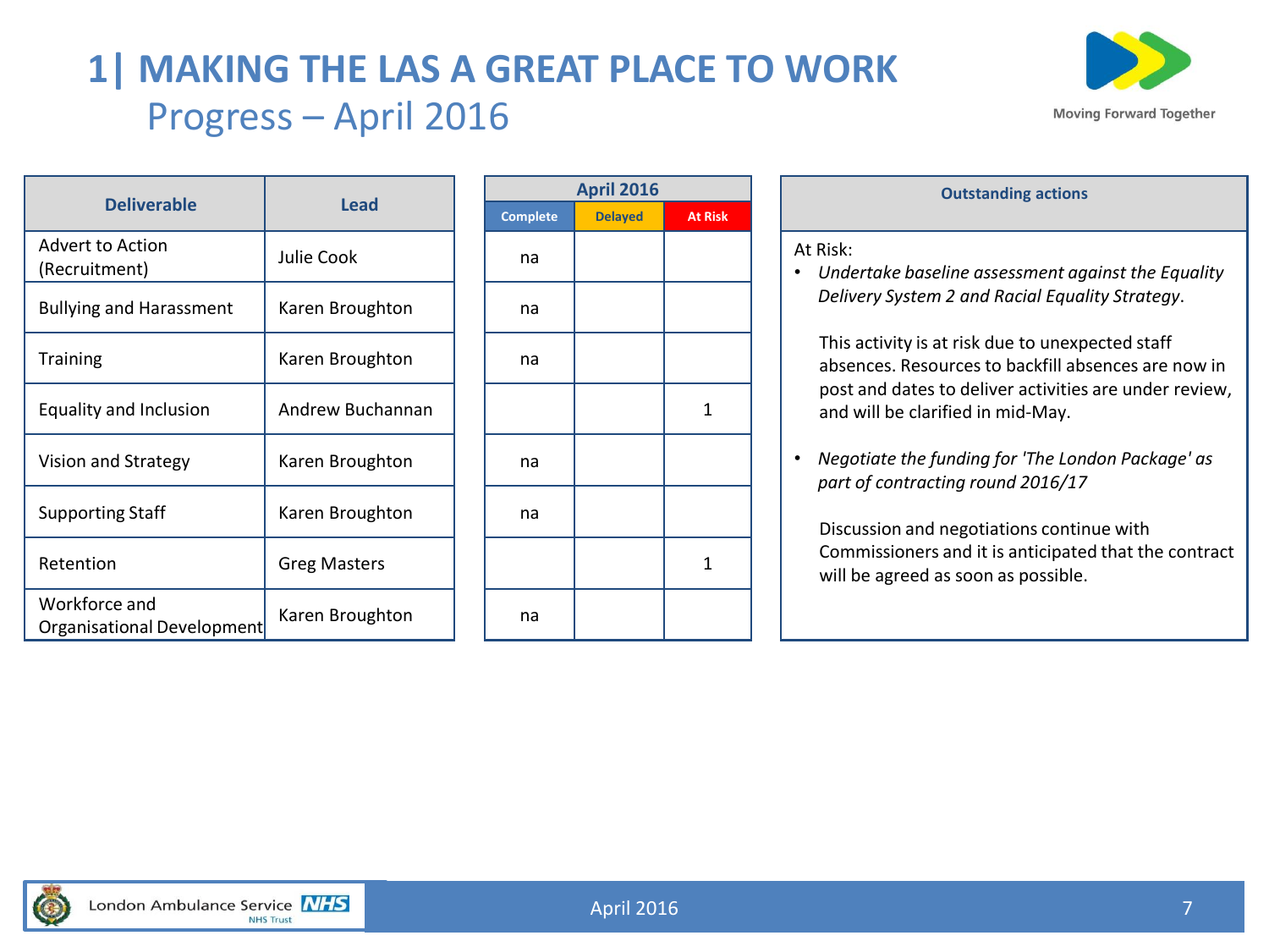# 1| MAKING THE LAS A GREAT PLACE TO WORK

## Progress – April 2016

Moving Forward Together

| Deliverable | Lead | April 2016 | | |
|---|---|---|---|---|
| | | Complete | Delayed | At Risk |
| Advert to Action (Recruitment) | Julie Cook | na | | |
| Bullying and Harassment | Karen Broughton | na | | |
| Training | Karen Broughton | na | | |
| Equality and Inclusion | Andrew Buchannan | | | 1 |
| Vision and Strategy | Karen Broughton | na | | |
| Supporting Staff | Karen Broughton | na | | |
| Retention | Greg Masters | | | 1 |
| Workforce and Organisational Development | Karen Broughton | na | | |

**Outstanding actions**

At Risk:

- *Undertake baseline assessment against the Equality Delivery System 2 and Racial Equality Strategy*.

  This activity is at risk due to unexpected staff absences. Resources to backfill absences are now in post and dates to deliver activities are under review, and will be clarified in mid-May.

- *Negotiate the funding for 'The London Package' as part of contracting round 2016/17*

  Discussion and negotiations continue with Commissioners and it is anticipated that the contract will be agreed as soon as possible.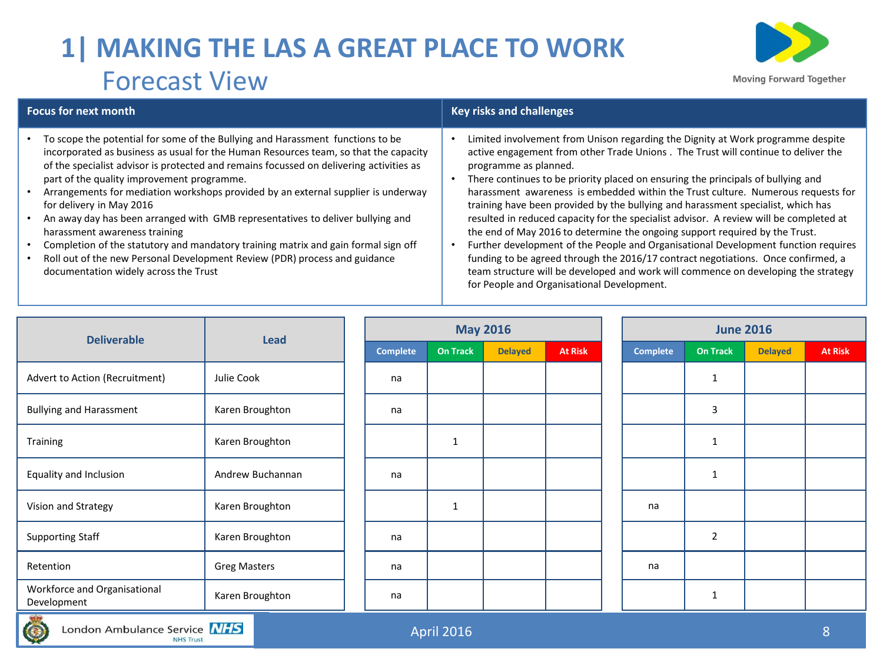# 1| MAKING THE LAS A GREAT PLACE TO WORK

## Forecast View

| Focus for next month | Key risks and challenges |
|---|---|
| • To scope the potential for some of the Bullying and Harassment functions to be incorporated as business as usual for the Human Resources team, so that the capacity of the specialist advisor is protected and remains focussed on delivering activities as part of the quality improvement programme.<br>• Arrangements for mediation workshops provided by an external supplier is underway for delivery in May 2016<br>• An away day has been arranged with GMB representatives to deliver bullying and harassment awareness training<br>• Completion of the statutory and mandatory training matrix and gain formal sign off<br>• Roll out of the new Personal Development Review (PDR) process and guidance documentation widely across the Trust | • Limited involvement from Unison regarding the Dignity at Work programme despite active engagement from other Trade Unions . The Trust will continue to deliver the programme as planned.<br>• There continues to be priority placed on ensuring the principals of bullying and harassment awareness is embedded within the Trust culture. Numerous requests for training have been provided by the bullying and harassment specialist, which has resulted in reduced capacity for the specialist advisor. A review will be completed at the end of May 2016 to determine the ongoing support required by the Trust.<br>• Further development of the People and Organisational Development function requires funding to be agreed through the 2016/17 contract negotiations. Once confirmed, a team structure will be developed and work will commence on developing the strategy for People and Organisational Development. |

| Deliverable | Lead | May 2016 | | | | June 2016 | | | |
|---|---|---|---|---|---|---|---|---|---|
| | | Complete | On Track | Delayed | At Risk | Complete | On Track | Delayed | At Risk |
| Advert to Action (Recruitment) | Julie Cook | na | | | | | 1 | | |
| Bullying and Harassment | Karen Broughton | na | | | | | 3 | | |
| Training | Karen Broughton | | 1 | | | | 1 | | |
| Equality and Inclusion | Andrew Buchannan | na | | | | | 1 | | |
| Vision and Strategy | Karen Broughton | | 1 | | | na | | | |
| Supporting Staff | Karen Broughton | na | | | | | 2 | | |
| Retention | Greg Masters | na | | | | na | | | |
| Workforce and Organisational Development | Karen Broughton | na | | | | | 1 | | |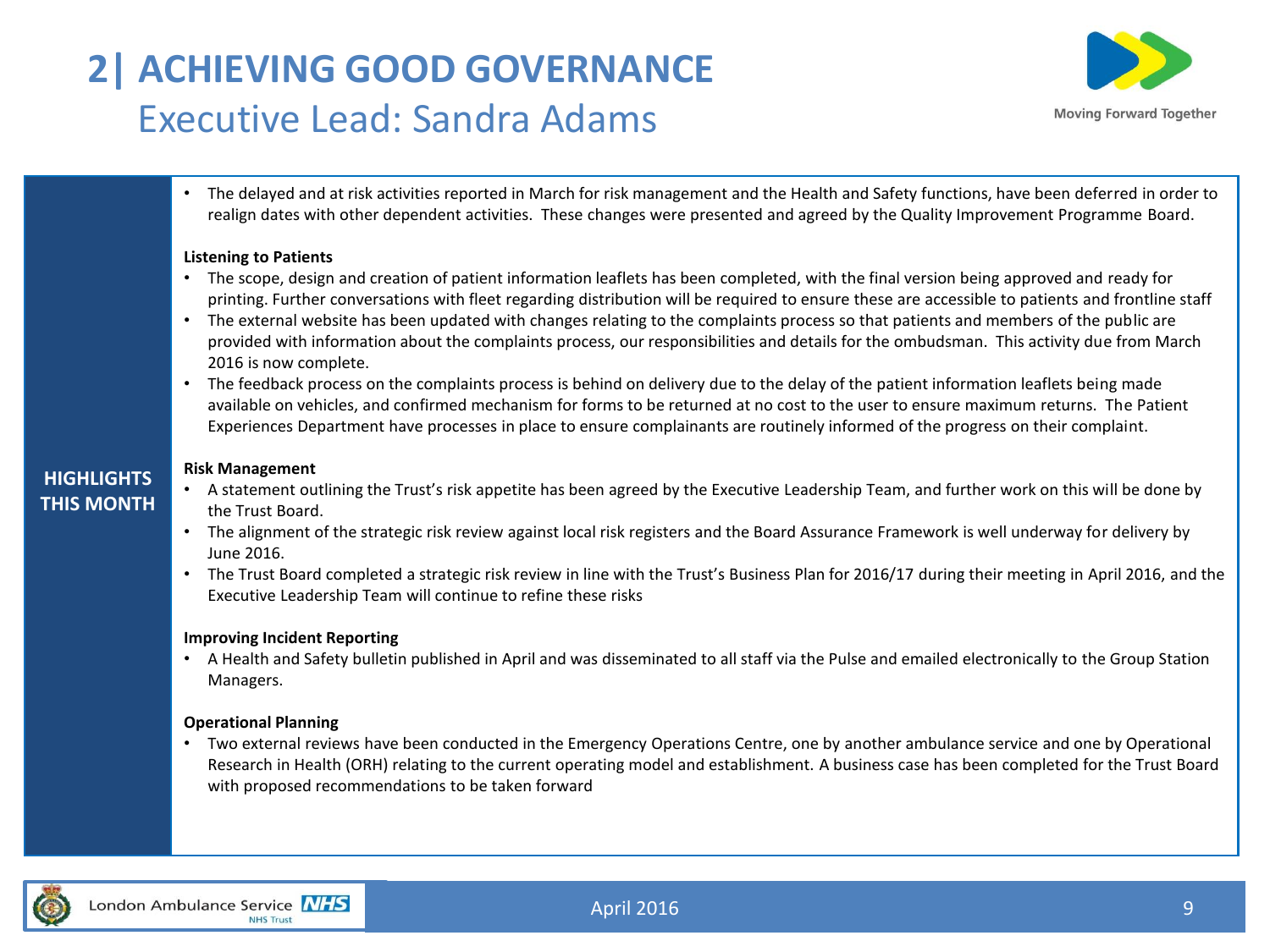# 2| ACHIEVING GOOD GOVERNANCE

## Executive Lead: Sandra Adams

Moving Forward Together

**HIGHLIGHTS THIS MONTH**

- The delayed and at risk activities reported in March for risk management and the Health and Safety functions, have been deferred in order to realign dates with other dependent activities. These changes were presented and agreed by the Quality Improvement Programme Board.

**Listening to Patients**

- The scope, design and creation of patient information leaflets has been completed, with the final version being approved and ready for printing. Further conversations with fleet regarding distribution will be required to ensure these are accessible to patients and frontline staff
- The external website has been updated with changes relating to the complaints process so that patients and members of the public are provided with information about the complaints process, our responsibilities and details for the ombudsman. This activity due from March 2016 is now complete.
- The feedback process on the complaints process is behind on delivery due to the delay of the patient information leaflets being made available on vehicles, and confirmed mechanism for forms to be returned at no cost to the user to ensure maximum returns. The Patient Experiences Department have processes in place to ensure complainants are routinely informed of the progress on their complaint.

**Risk Management**

- A statement outlining the Trust's risk appetite has been agreed by the Executive Leadership Team, and further work on this will be done by the Trust Board.
- The alignment of the strategic risk review against local risk registers and the Board Assurance Framework is well underway for delivery by June 2016.
- The Trust Board completed a strategic risk review in line with the Trust's Business Plan for 2016/17 during their meeting in April 2016, and the Executive Leadership Team will continue to refine these risks

**Improving Incident Reporting**

- A Health and Safety bulletin published in April and was disseminated to all staff via the Pulse and emailed electronically to the Group Station Managers.

**Operational Planning**

- Two external reviews have been conducted in the Emergency Operations Centre, one by another ambulance service and one by Operational Research in Health (ORH) relating to the current operating model and establishment. A business case has been completed for the Trust Board with proposed recommendations to be taken forward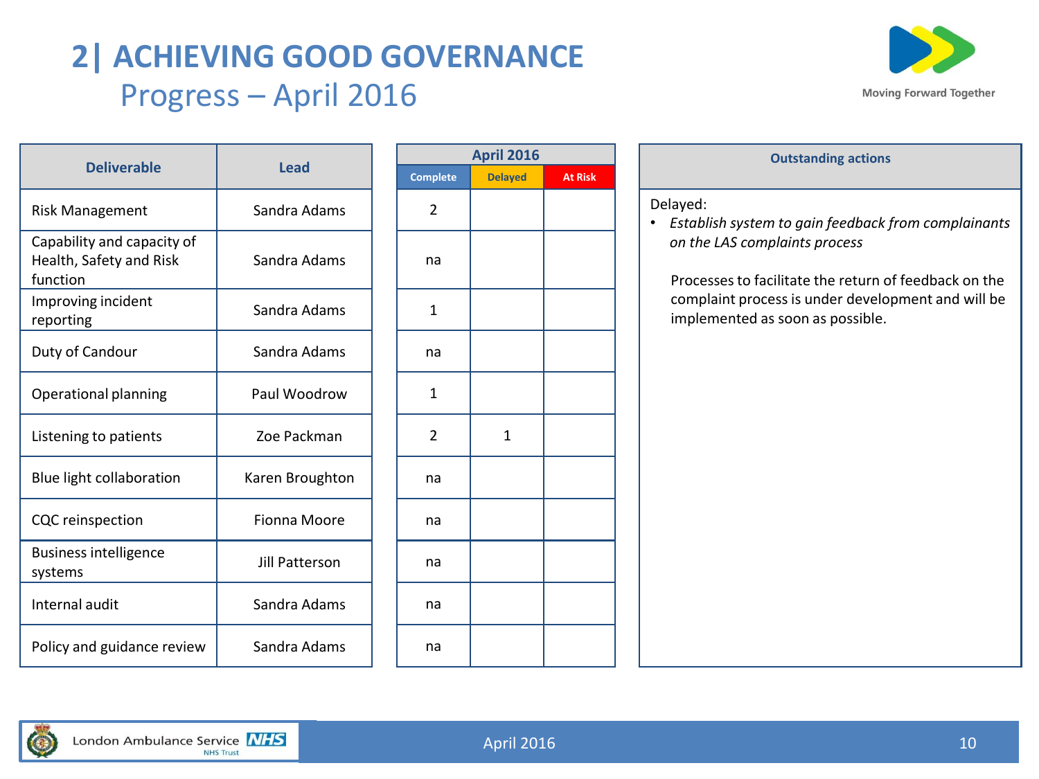# 2| ACHIEVING GOOD GOVERNANCE

## Progress – April 2016

| Deliverable | Lead | April 2016 | | |
|---|---|---|---|---|
| | | Complete | Delayed | At Risk |
| Risk Management | Sandra Adams | 2 | | |
| Capability and capacity of Health, Safety and Risk function | Sandra Adams | na | | |
| Improving incident reporting | Sandra Adams | 1 | | |
| Duty of Candour | Sandra Adams | na | | |
| Operational planning | Paul Woodrow | 1 | | |
| Listening to patients | Zoe Packman | 2 | 1 | |
| Blue light collaboration | Karen Broughton | na | | |
| CQC reinspection | Fionna Moore | na | | |
| Business intelligence systems | Jill Patterson | na | | |
| Internal audit | Sandra Adams | na | | |
| Policy and guidance review | Sandra Adams | na | | |

**Outstanding actions**

Delayed:

- *Establish system to gain feedback from complainants on the LAS complaints process*

  Processes to facilitate the return of feedback on the complaint process is under development and will be implemented as soon as possible.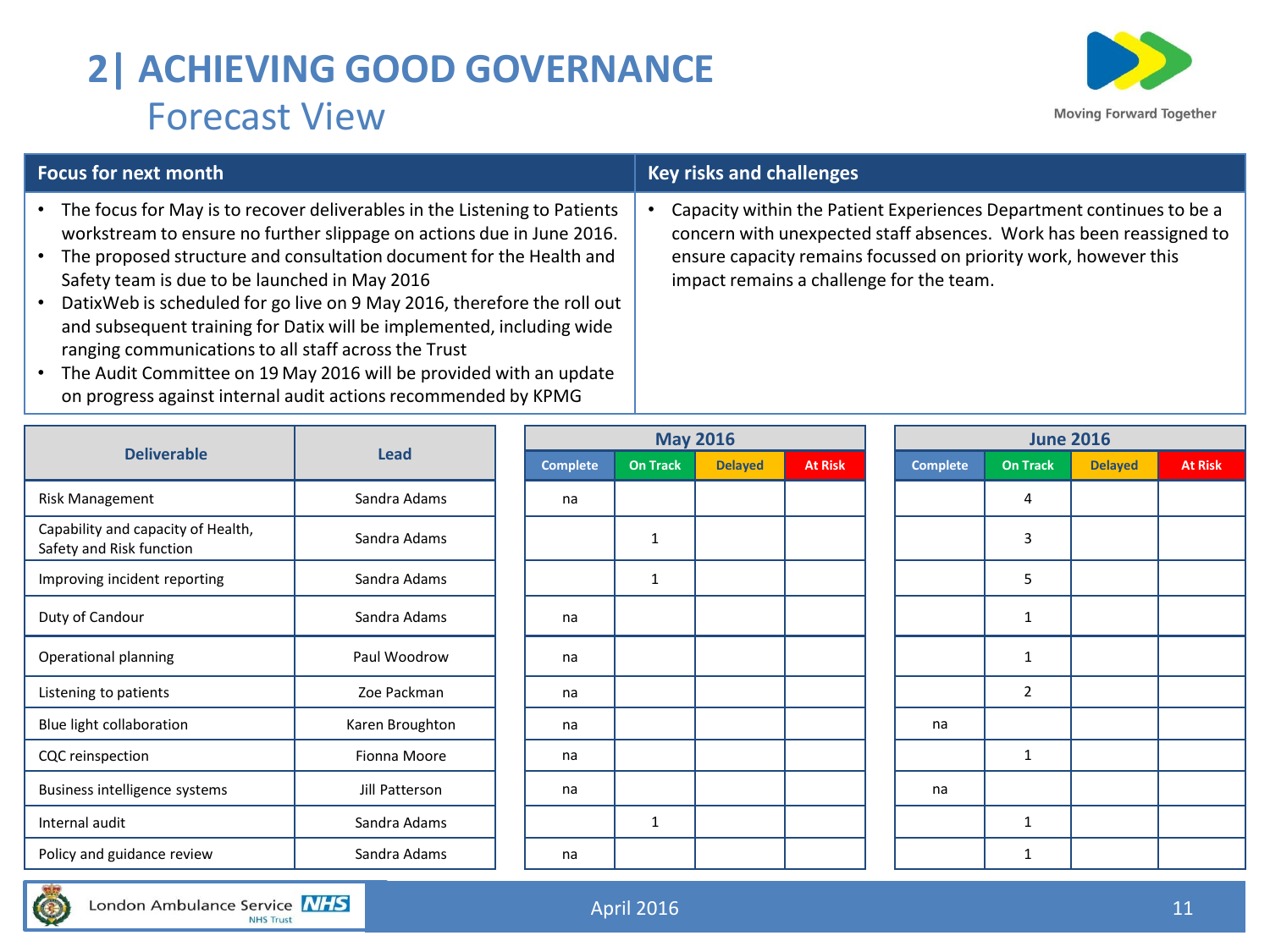# 2| ACHIEVING GOOD GOVERNANCE

## Forecast View

Moving Forward Together

| Focus for next month | Key risks and challenges |
|---|---|
| • The focus for May is to recover deliverables in the Listening to Patients workstream to ensure no further slippage on actions due in June 2016.<br>• The proposed structure and consultation document for the Health and Safety team is due to be launched in May 2016<br>• DatixWeb is scheduled for go live on 9 May 2016, therefore the roll out and subsequent training for Datix will be implemented, including wide ranging communications to all staff across the Trust<br>• The Audit Committee on 19 May 2016 will be provided with an update on progress against internal audit actions recommended by KPMG | • Capacity within the Patient Experiences Department continues to be a concern with unexpected staff absences. Work has been reassigned to ensure capacity remains focussed on priority work, however this impact remains a challenge for the team. |

| Deliverable | Lead | May 2016 | | | | June 2016 | | | |
|---|---|---|---|---|---|---|---|---|---|
| | | Complete | On Track | Delayed | At Risk | Complete | On Track | Delayed | At Risk |
| Risk Management | Sandra Adams | na | | | | | 4 | | |
| Capability and capacity of Health, Safety and Risk function | Sandra Adams | | 1 | | | | 3 | | |
| Improving incident reporting | Sandra Adams | | 1 | | | | 5 | | |
| Duty of Candour | Sandra Adams | na | | | | | 1 | | |
| Operational planning | Paul Woodrow | na | | | | | 1 | | |
| Listening to patients | Zoe Packman | na | | | | | 2 | | |
| Blue light collaboration | Karen Broughton | na | | | | na | | | |
| CQC reinspection | Fionna Moore | na | | | | | 1 | | |
| Business intelligence systems | Jill Patterson | na | | | | na | | | |
| Internal audit | Sandra Adams | | 1 | | | | 1 | | |
| Policy and guidance review | Sandra Adams | na | | | | | 1 | | |

London Ambulance Service NHS Trust

April 2016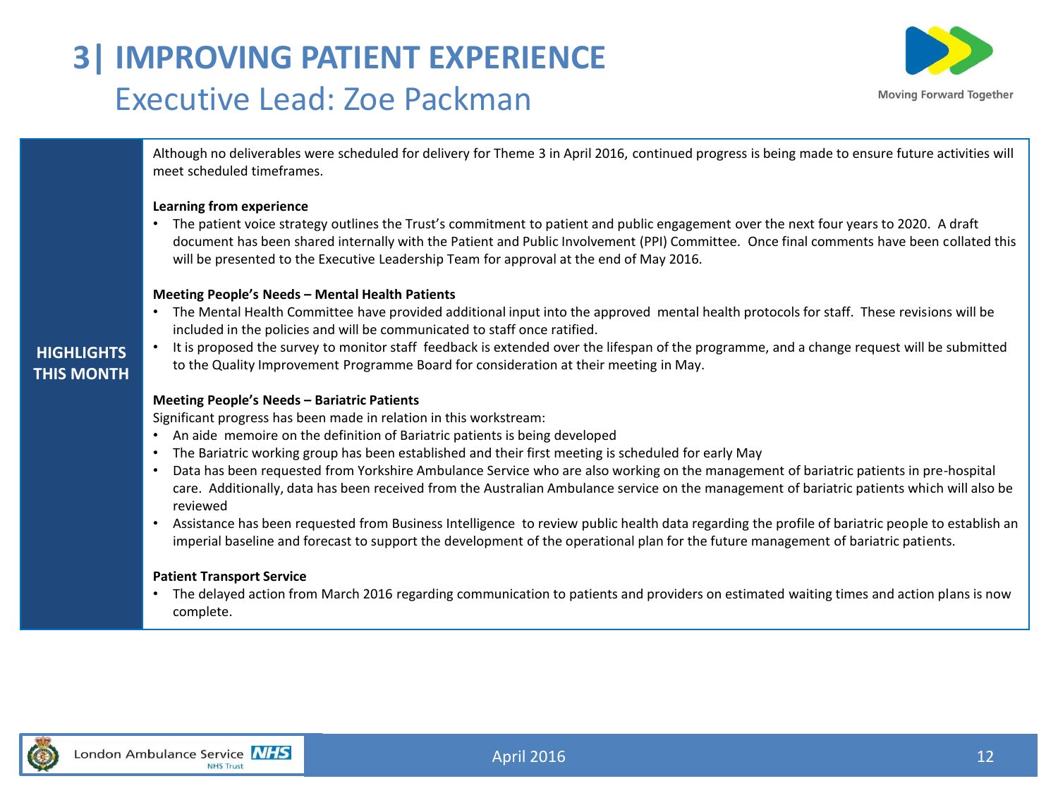# 3| IMPROVING PATIENT EXPERIENCE

## Executive Lead: Zoe Packman

Moving Forward Together

**HIGHLIGHTS THIS MONTH**

Although no deliverables were scheduled for delivery for Theme 3 in April 2016, continued progress is being made to ensure future activities will meet scheduled timeframes.

**Learning from experience**

- The patient voice strategy outlines the Trust's commitment to patient and public engagement over the next four years to 2020. A draft document has been shared internally with the Patient and Public Involvement (PPI) Committee. Once final comments have been collated this will be presented to the Executive Leadership Team for approval at the end of May 2016.

**Meeting People's Needs – Mental Health Patients**

- The Mental Health Committee have provided additional input into the approved mental health protocols for staff. These revisions will be included in the policies and will be communicated to staff once ratified.
- It is proposed the survey to monitor staff feedback is extended over the lifespan of the programme, and a change request will be submitted to the Quality Improvement Programme Board for consideration at their meeting in May.

**Meeting People's Needs – Bariatric Patients**

Significant progress has been made in relation in this workstream:

- An aide memoire on the definition of Bariatric patients is being developed
- The Bariatric working group has been established and their first meeting is scheduled for early May
- Data has been requested from Yorkshire Ambulance Service who are also working on the management of bariatric patients in pre-hospital care. Additionally, data has been received from the Australian Ambulance service on the management of bariatric patients which will also be reviewed
- Assistance has been requested from Business Intelligence to review public health data regarding the profile of bariatric people to establish an imperial baseline and forecast to support the development of the operational plan for the future management of bariatric patients.

**Patient Transport Service**

- The delayed action from March 2016 regarding communication to patients and providers on estimated waiting times and action plans is now complete.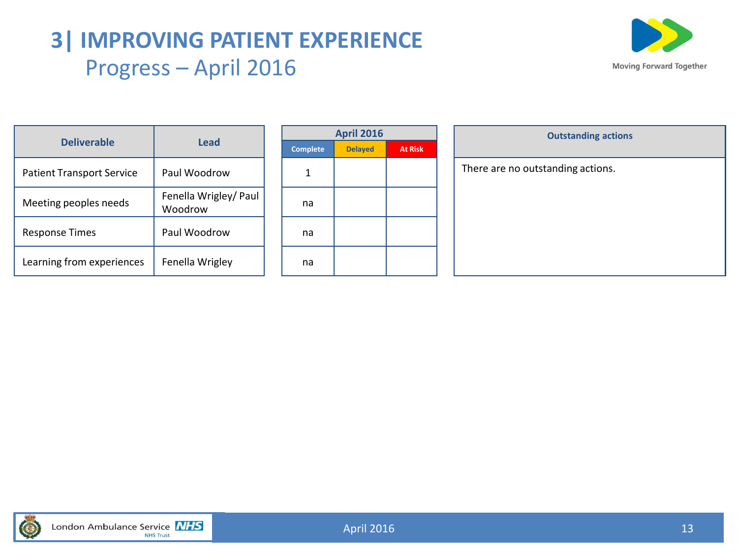# 3| IMPROVING PATIENT EXPERIENCE

## Progress – April 2016

| Deliverable | Lead |
|---|---|
| Patient Transport Service | Paul Woodrow |
| Meeting peoples needs | Fenella Wrigley/ Paul Woodrow |
| Response Times | Paul Woodrow |
| Learning from experiences | Fenella Wrigley |

| April 2016 | | |
|---|---|---|
| Complete | Delayed | At Risk |
| 1 | | |
| na | | |
| na | | |
| na | | |

| Outstanding actions |
|---|
| There are no outstanding actions. |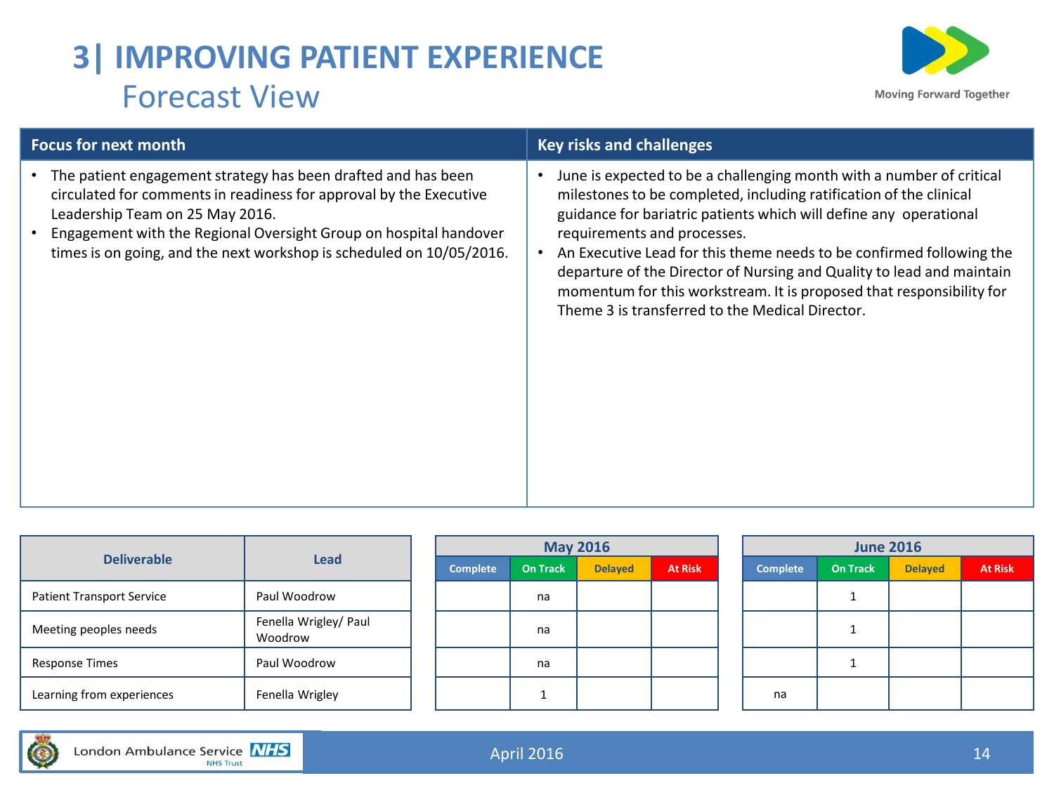# 3| IMPROVING PATIENT EXPERIENCE

## Forecast View

| Focus for next month | Key risks and challenges |
|---|---|
| • The patient engagement strategy has been drafted and has been circulated for comments in readiness for approval by the Executive Leadership Team on 25 May 2016.<br>• Engagement with the Regional Oversight Group on hospital handover times is on going, and the next workshop is scheduled on 10/05/2016. | • June is expected to be a challenging month with a number of critical milestones to be completed, including ratification of the clinical guidance for bariatric patients which will define any operational requirements and processes.<br>• An Executive Lead for this theme needs to be confirmed following the departure of the Director of Nursing and Quality to lead and maintain momentum for this workstream. It is proposed that responsibility for Theme 3 is transferred to the Medical Director. |

| Deliverable | Lead | May 2016 | | | | June 2016 | | | |
|---|---|---|---|---|---|---|---|---|---|
| | | Complete | On Track | Delayed | At Risk | Complete | On Track | Delayed | At Risk |
| Patient Transport Service | Paul Woodrow | | na | | | | 1 | | |
| Meeting peoples needs | Fenella Wrigley/ Paul Woodrow | | na | | | | 1 | | |
| Response Times | Paul Woodrow | | na | | | | 1 | | |
| Learning from experiences | Fenella Wrigley | | 1 | | | na | | | |

April 2016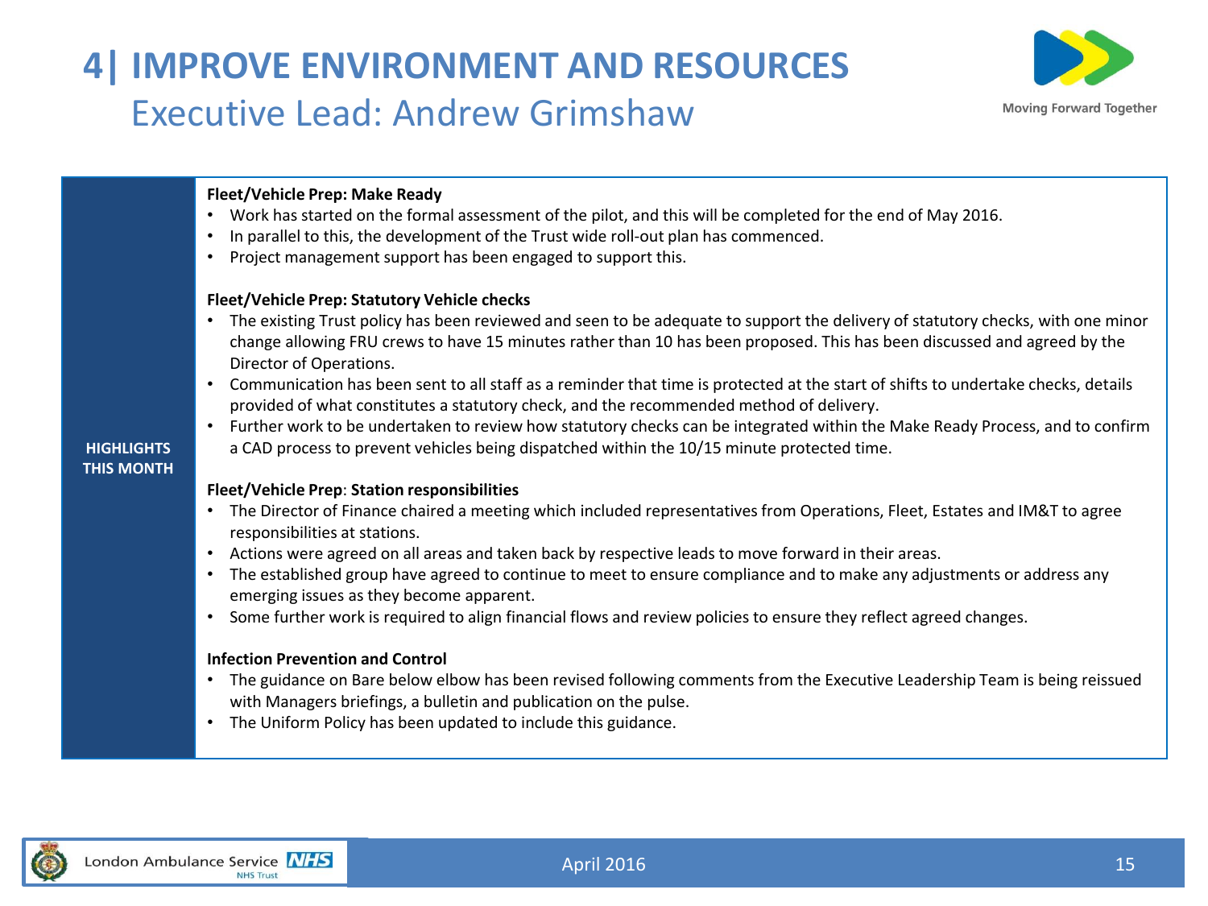# 4| IMPROVE ENVIRONMENT AND RESOURCES

## Executive Lead: Andrew Grimshaw

Moving Forward Together

### HIGHLIGHTS THIS MONTH

**Fleet/Vehicle Prep: Make Ready**

- Work has started on the formal assessment of the pilot, and this will be completed for the end of May 2016.
- In parallel to this, the development of the Trust wide roll-out plan has commenced.
- Project management support has been engaged to support this.

**Fleet/Vehicle Prep: Statutory Vehicle checks**

- The existing Trust policy has been reviewed and seen to be adequate to support the delivery of statutory checks, with one minor change allowing FRU crews to have 15 minutes rather than 10 has been proposed. This has been discussed and agreed by the Director of Operations.
- Communication has been sent to all staff as a reminder that time is protected at the start of shifts to undertake checks, details provided of what constitutes a statutory check, and the recommended method of delivery.
- Further work to be undertaken to review how statutory checks can be integrated within the Make Ready Process, and to confirm a CAD process to prevent vehicles being dispatched within the 10/15 minute protected time.

**Fleet/Vehicle Prep**: **Station responsibilities**

- The Director of Finance chaired a meeting which included representatives from Operations, Fleet, Estates and IM&T to agree responsibilities at stations.
- Actions were agreed on all areas and taken back by respective leads to move forward in their areas.
- The established group have agreed to continue to meet to ensure compliance and to make any adjustments or address any emerging issues as they become apparent.
- Some further work is required to align financial flows and review policies to ensure they reflect agreed changes.

**Infection Prevention and Control**

- The guidance on Bare below elbow has been revised following comments from the Executive Leadership Team is being reissued with Managers briefings, a bulletin and publication on the pulse.
- The Uniform Policy has been updated to include this guidance.

London Ambulance Service NHS Trust

April 2016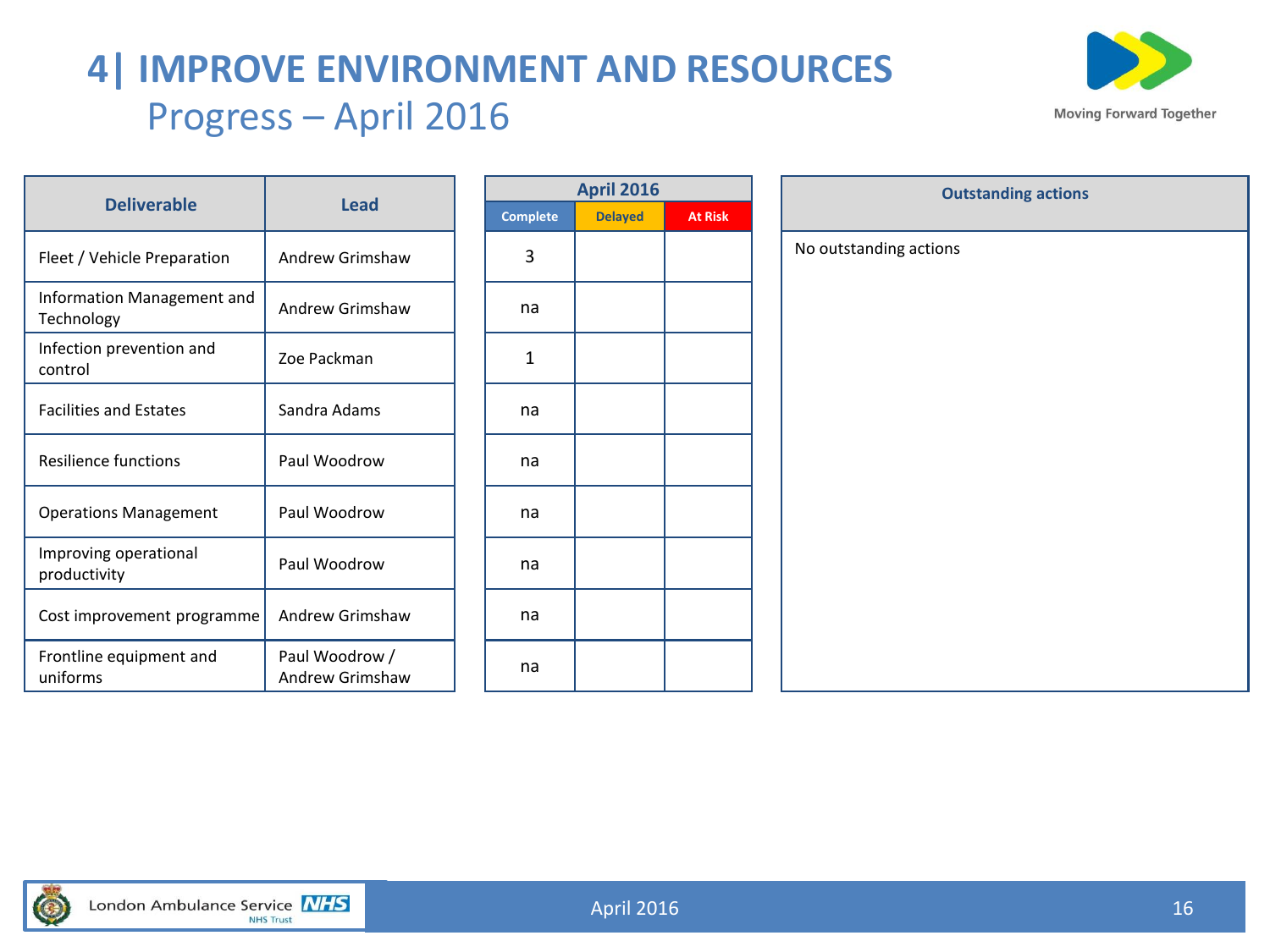# 4| IMPROVE ENVIRONMENT AND RESOURCES

## Progress – April 2016

| Deliverable | Lead | April 2016 | | |
|---|---|---|---|---|
| | | Complete | Delayed | At Risk |
| Fleet / Vehicle Preparation | Andrew Grimshaw | 3 | | |
| Information Management and Technology | Andrew Grimshaw | na | | |
| Infection prevention and control | Zoe Packman | 1 | | |
| Facilities and Estates | Sandra Adams | na | | |
| Resilience functions | Paul Woodrow | na | | |
| Operations Management | Paul Woodrow | na | | |
| Improving operational productivity | Paul Woodrow | na | | |
| Cost improvement programme | Andrew Grimshaw | na | | |
| Frontline equipment and uniforms | Paul Woodrow / Andrew Grimshaw | na | | |

| Outstanding actions |
|---|
| No outstanding actions |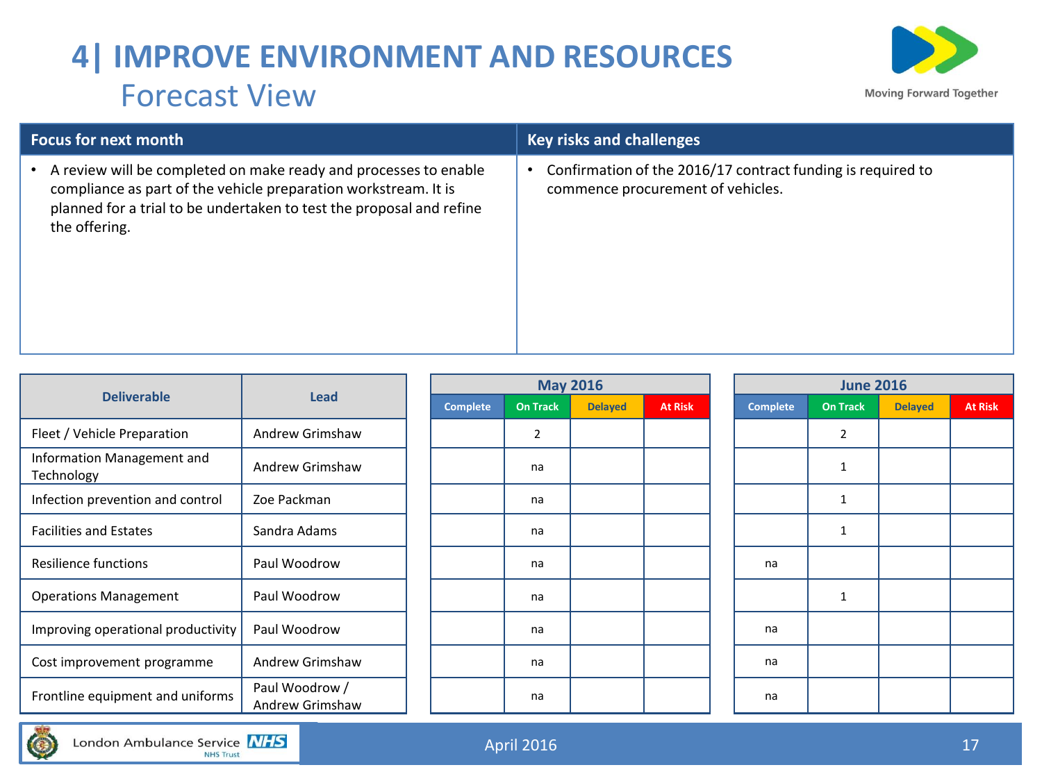# 4| IMPROVE ENVIRONMENT AND RESOURCES

## Forecast View

| Focus for next month | Key risks and challenges |
|---|---|
| • A review will be completed on make ready and processes to enable compliance as part of the vehicle preparation workstream. It is planned for a trial to be undertaken to test the proposal and refine the offering. | • Confirmation of the 2016/17 contract funding is required to commence procurement of vehicles. |

| Deliverable | Lead | May 2016 | | | | June 2016 | | | |
|---|---|---|---|---|---|---|---|---|---|
| | | Complete | On Track | Delayed | At Risk | Complete | On Track | Delayed | At Risk |
| Fleet / Vehicle Preparation | Andrew Grimshaw | | 2 | | | | 2 | | |
| Information Management and Technology | Andrew Grimshaw | | na | | | | 1 | | |
| Infection prevention and control | Zoe Packman | | na | | | | 1 | | |
| Facilities and Estates | Sandra Adams | | na | | | | 1 | | |
| Resilience functions | Paul Woodrow | | na | | | na | | | |
| Operations Management | Paul Woodrow | | na | | | | 1 | | |
| Improving operational productivity | Paul Woodrow | | na | | | na | | | |
| Cost improvement programme | Andrew Grimshaw | | na | | | na | | | |
| Frontline equipment and uniforms | Paul Woodrow / Andrew Grimshaw | | na | | | na | | | |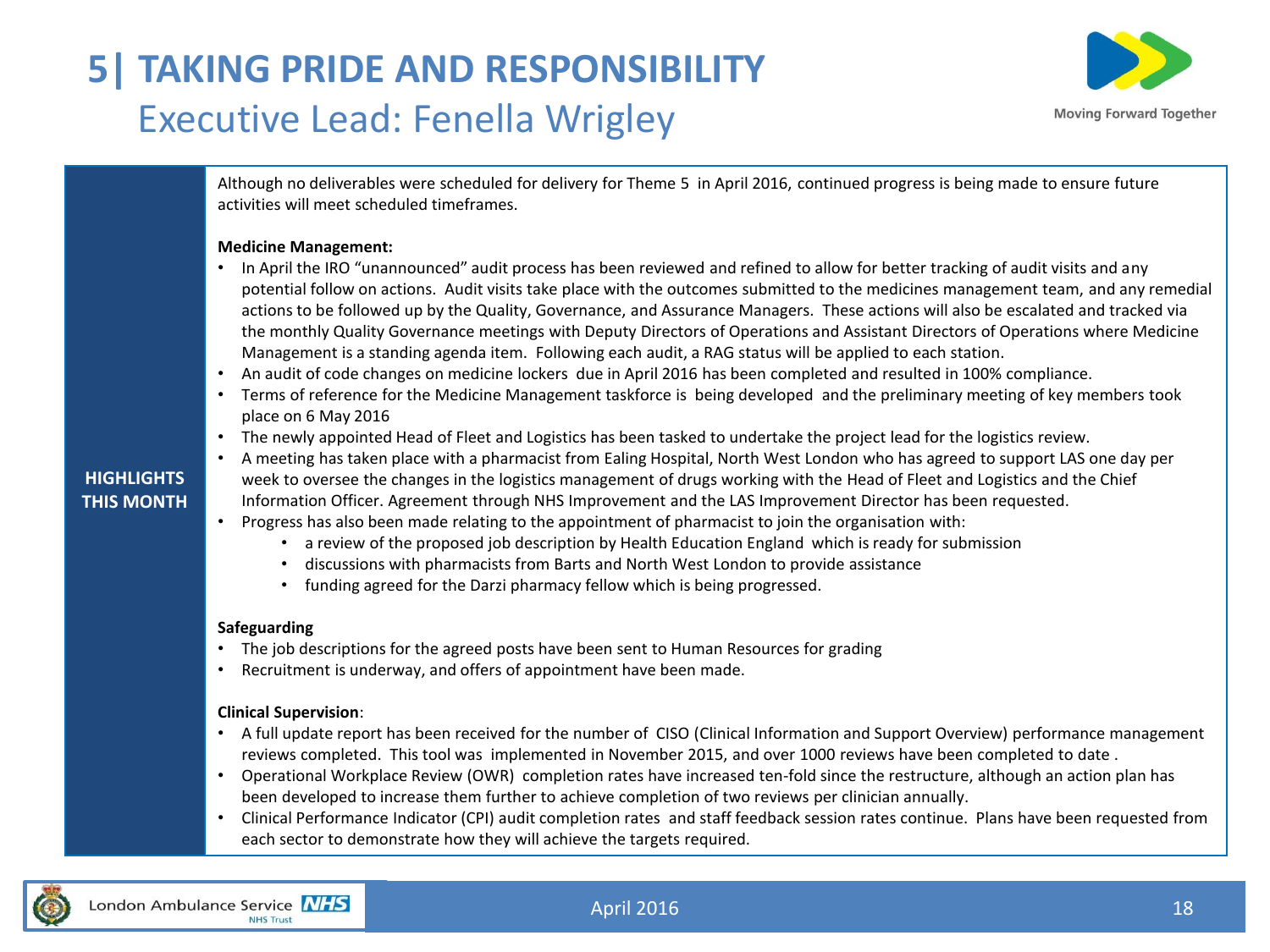# 5| TAKING PRIDE AND RESPONSIBILITY

## Executive Lead: Fenella Wrigley

Moving Forward Together

**HIGHLIGHTS THIS MONTH**

Although no deliverables were scheduled for delivery for Theme 5 in April 2016, continued progress is being made to ensure future activities will meet scheduled timeframes.

**Medicine Management:**

- In April the IRO "unannounced" audit process has been reviewed and refined to allow for better tracking of audit visits and any potential follow on actions. Audit visits take place with the outcomes submitted to the medicines management team, and any remedial actions to be followed up by the Quality, Governance, and Assurance Managers. These actions will also be escalated and tracked via the monthly Quality Governance meetings with Deputy Directors of Operations and Assistant Directors of Operations where Medicine Management is a standing agenda item. Following each audit, a RAG status will be applied to each station.
- An audit of code changes on medicine lockers due in April 2016 has been completed and resulted in 100% compliance.
- Terms of reference for the Medicine Management taskforce is being developed and the preliminary meeting of key members took place on 6 May 2016
- The newly appointed Head of Fleet and Logistics has been tasked to undertake the project lead for the logistics review.
- A meeting has taken place with a pharmacist from Ealing Hospital, North West London who has agreed to support LAS one day per week to oversee the changes in the logistics management of drugs working with the Head of Fleet and Logistics and the Chief Information Officer. Agreement through NHS Improvement and the LAS Improvement Director has been requested.
- Progress has also been made relating to the appointment of pharmacist to join the organisation with:
  - a review of the proposed job description by Health Education England which is ready for submission
  - discussions with pharmacists from Barts and North West London to provide assistance
  - funding agreed for the Darzi pharmacy fellow which is being progressed.

**Safeguarding**

- The job descriptions for the agreed posts have been sent to Human Resources for grading
- Recruitment is underway, and offers of appointment have been made.

**Clinical Supervision**:

- A full update report has been received for the number of CISO (Clinical Information and Support Overview) performance management reviews completed. This tool was implemented in November 2015, and over 1000 reviews have been completed to date .
- Operational Workplace Review (OWR) completion rates have increased ten-fold since the restructure, although an action plan has been developed to increase them further to achieve completion of two reviews per clinician annually.
- Clinical Performance Indicator (CPI) audit completion rates and staff feedback session rates continue. Plans have been requested from each sector to demonstrate how they will achieve the targets required.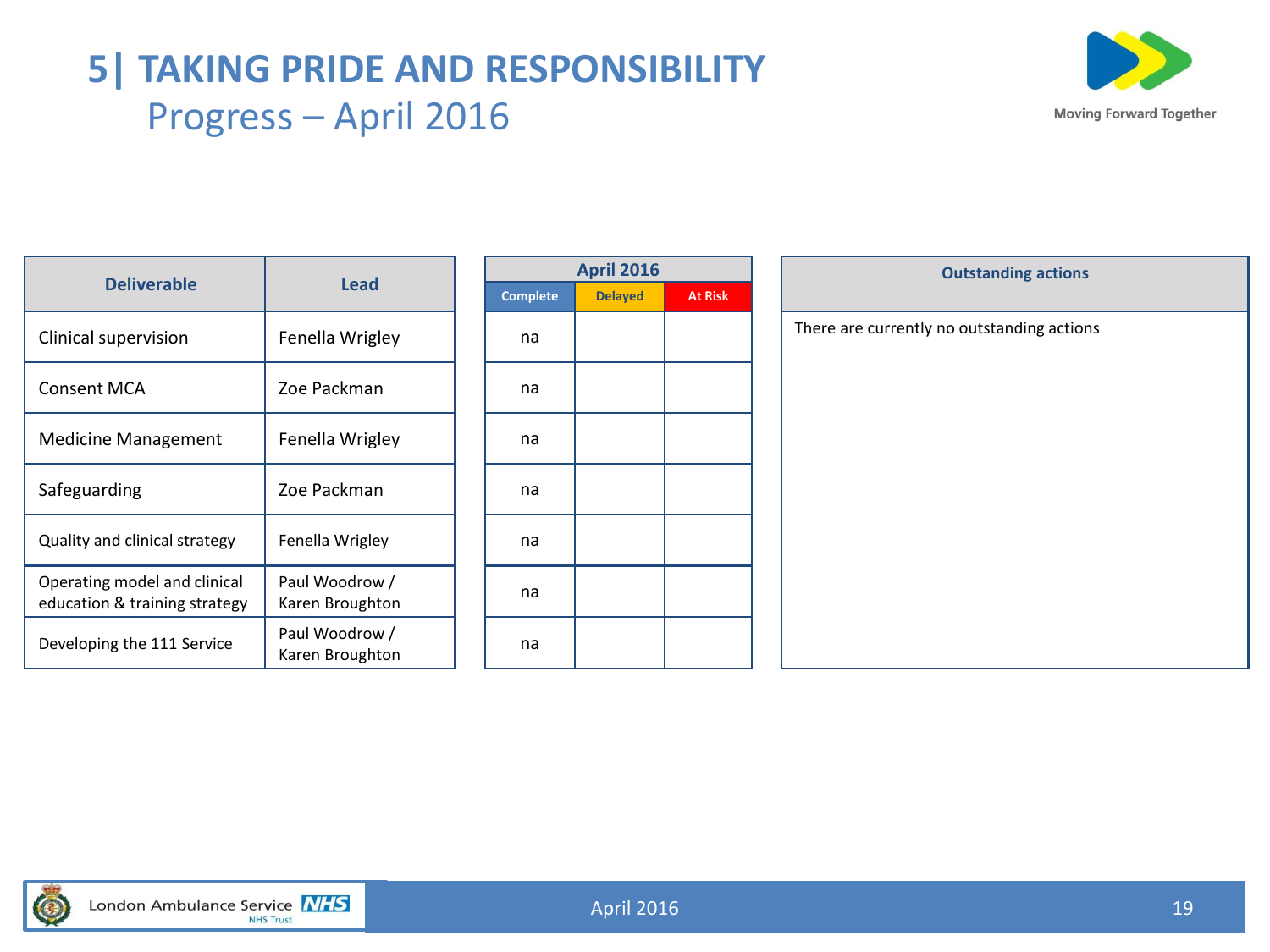# 5| TAKING PRIDE AND RESPONSIBILITY

## Progress – April 2016

| Deliverable | Lead | April 2016 | | |
|---|---|---|---|---|
| | | Complete | Delayed | At Risk |
| Clinical supervision | Fenella Wrigley | na | | |
| Consent MCA | Zoe Packman | na | | |
| Medicine Management | Fenella Wrigley | na | | |
| Safeguarding | Zoe Packman | na | | |
| Quality and clinical strategy | Fenella Wrigley | na | | |
| Operating model and clinical education & training strategy | Paul Woodrow / Karen Broughton | na | | |
| Developing the 111 Service | Paul Woodrow / Karen Broughton | na | | |

| Outstanding actions |
|---|
| There are currently no outstanding actions |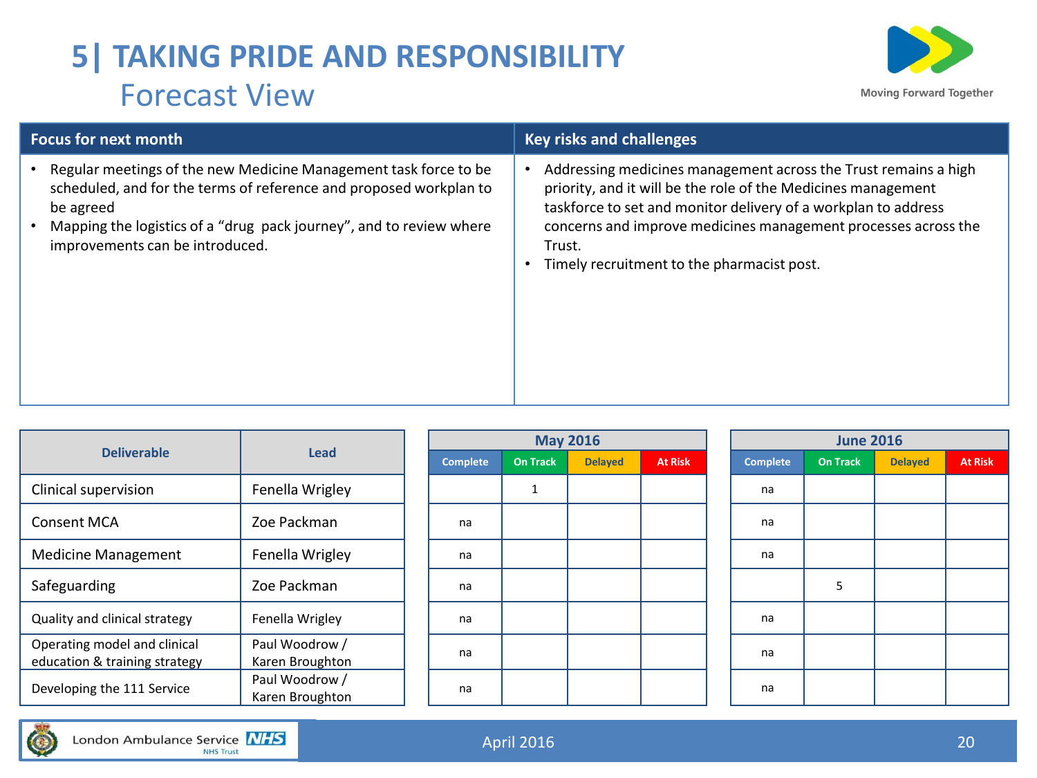# 5| TAKING PRIDE AND RESPONSIBILITY

## Forecast View

| Focus for next month | Key risks and challenges |
|---|---|
| • Regular meetings of the new Medicine Management task force to be scheduled, and for the terms of reference and proposed workplan to be agreed<br>• Mapping the logistics of a "drug pack journey", and to review where improvements can be introduced. | • Addressing medicines management across the Trust remains a high priority, and it will be the role of the Medicines management taskforce to set and monitor delivery of a workplan to address concerns and improve medicines management processes across the Trust.<br>• Timely recruitment to the pharmacist post. |

| Deliverable | Lead | May 2016 | | | | June 2016 | | | |
|---|---|---|---|---|---|---|---|---|---|
| | | Complete | On Track | Delayed | At Risk | Complete | On Track | Delayed | At Risk |
| Clinical supervision | Fenella Wrigley | | 1 | | | na | | | |
| Consent MCA | Zoe Packman | na | | | | na | | | |
| Medicine Management | Fenella Wrigley | na | | | | na | | | |
| Safeguarding | Zoe Packman | na | | | | | 5 | | |
| Quality and clinical strategy | Fenella Wrigley | na | | | | na | | | |
| Operating model and clinical education & training strategy | Paul Woodrow / Karen Broughton | na | | | | na | | | |
| Developing the 111 Service | Paul Woodrow / Karen Broughton | na | | | | na | | | |